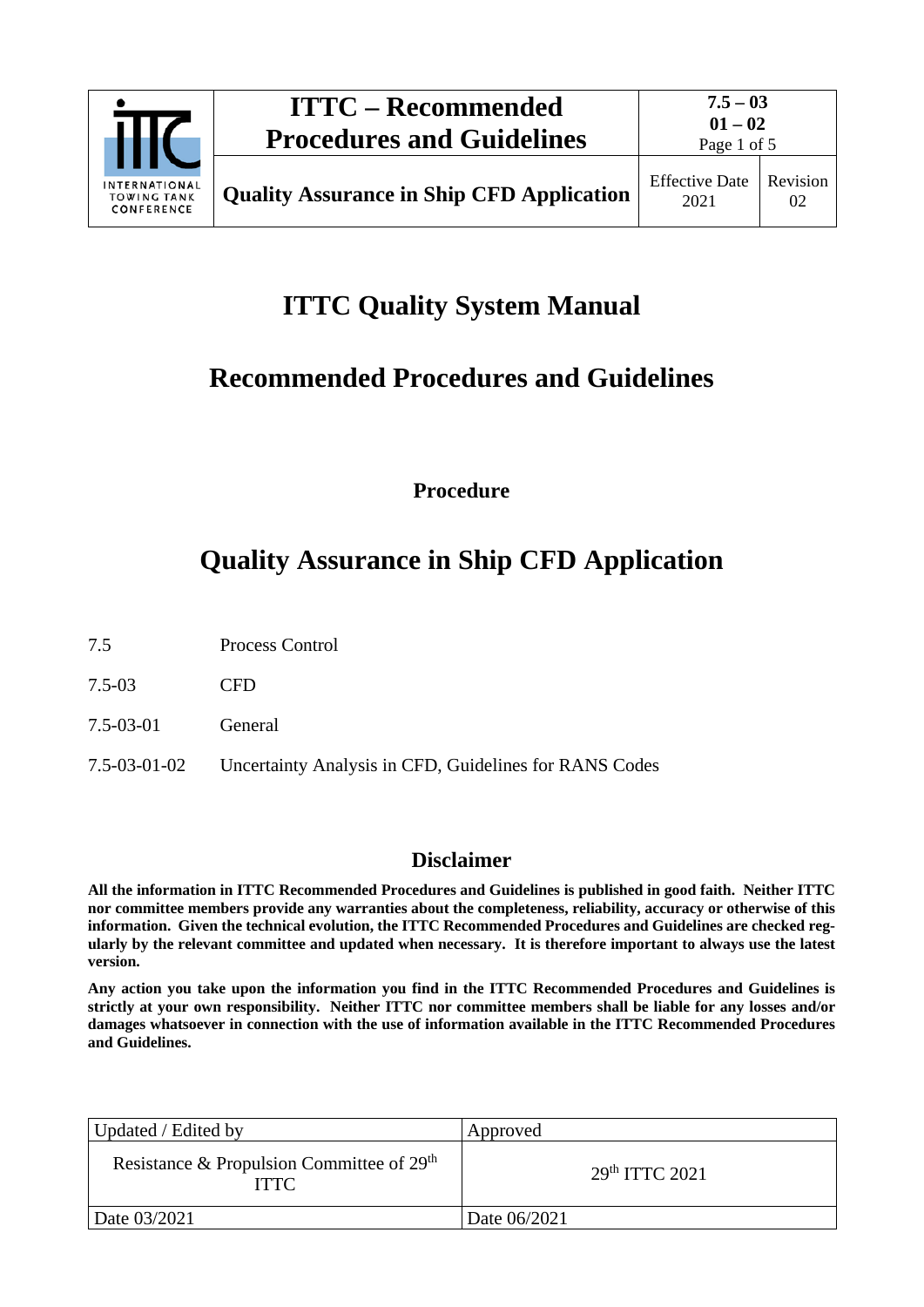# ITTC Quality System Manual

# Recommended Procedures and Guidelines

**Procedure**

# Quality Assurance in Ship CFD Application

7.5 Process Control

7.5-03 CFD

7.5-03-01 General

7.5-03-01-02 Uncertainty Analysis in CFD, Guidelines for RANS Codes

## Disclaimer

**All the information in ITTC Recommended Procedures and Guidelines is published in good faith. Neither ITTC nor committee members provide any warranties about the completeness, reliability, accuracy or otherwise of this information. Given the technical evolution, the ITTC Recommended Procedures and Guidelines are checked regularly by the relevant committee and updated when necessary. It is therefore important to always use the latest version.**

**Any action you take upon the information you find in the ITTC Recommended Procedures and Guidelines is strictly at your own responsibility. Neither ITTC nor committee members shall be liable for any losses and/or damages whatsoever in connection with the use of information available in the ITTC Recommended Procedures and Guidelines.**

| Updated / Edited by | Approved |
| --- | --- |
| Resistance & Propulsion Committee of 29th ITTC | 29th ITTC 2021 |
| Date 03/2021 | Date 06/2021 |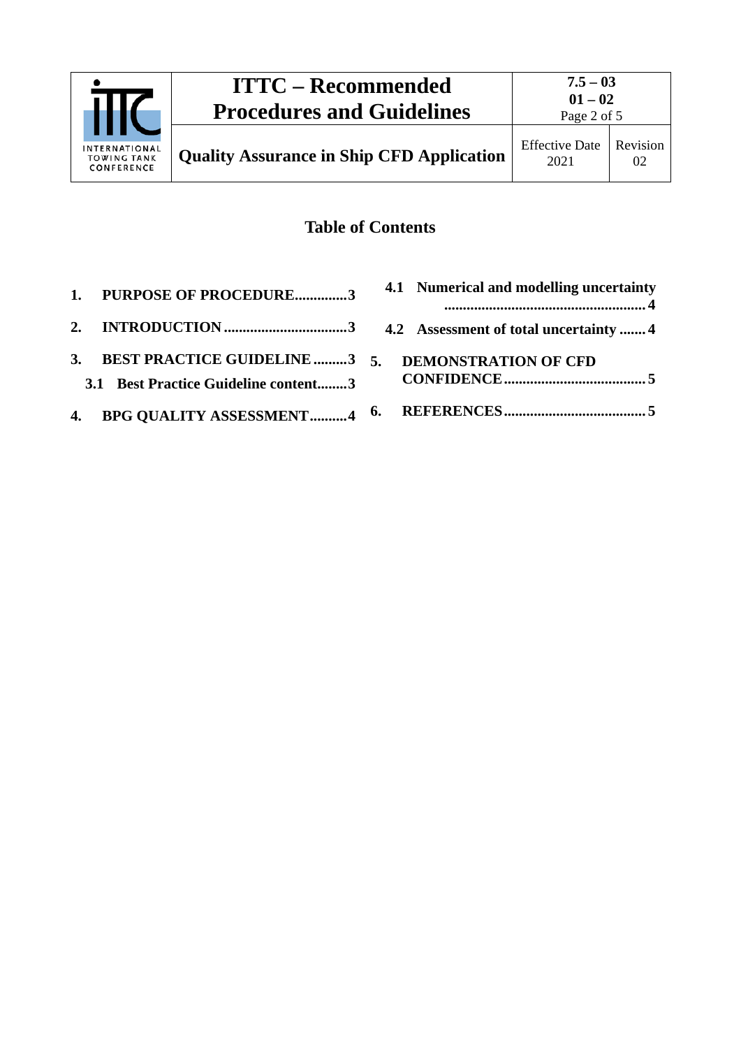## Table of Contents

1. **PURPOSE OF PROCEDURE..............3**
2. **INTRODUCTION .................................3**
3. **BEST PRACTICE GUIDELINE .........3**
   - **3.1 Best Practice Guideline content........3**
4. **BPG QUALITY ASSESSMENT..........4**
   - **4.1 Numerical and modelling uncertainty .....................................................4**
   - **4.2 Assessment of total uncertainty .......4**
5. **DEMONSTRATION OF CFD CONFIDENCE......................................5**
6. **REFERENCES......................................5**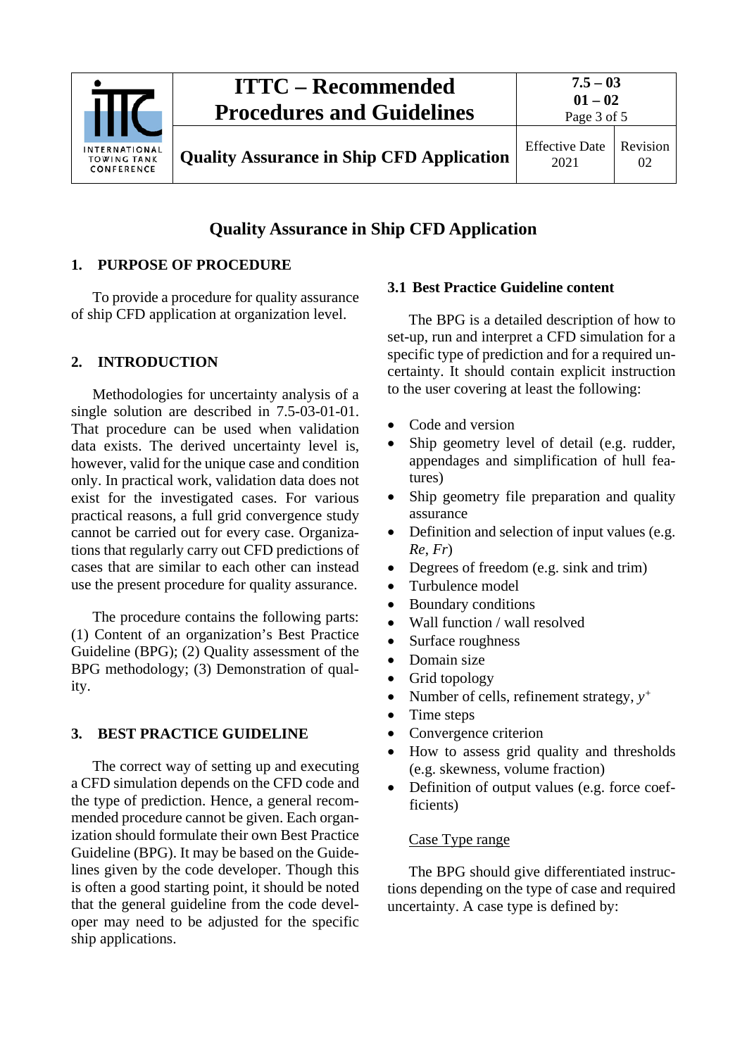# Quality Assurance in Ship CFD Application

## 1. PURPOSE OF PROCEDURE

To provide a procedure for quality assurance of ship CFD application at organization level.

## 2. INTRODUCTION

Methodologies for uncertainty analysis of a single solution are described in 7.5-03-01-01. That procedure can be used when validation data exists. The derived uncertainty level is, however, valid for the unique case and condition only. In practical work, validation data does not exist for the investigated cases. For various practical reasons, a full grid convergence study cannot be carried out for every case. Organizations that regularly carry out CFD predictions of cases that are similar to each other can instead use the present procedure for quality assurance.

The procedure contains the following parts: (1) Content of an organization's Best Practice Guideline (BPG); (2) Quality assessment of the BPG methodology; (3) Demonstration of quality.

## 3. BEST PRACTICE GUIDELINE

The correct way of setting up and executing a CFD simulation depends on the CFD code and the type of prediction. Hence, a general recommended procedure cannot be given. Each organization should formulate their own Best Practice Guideline (BPG). It may be based on the Guidelines given by the code developer. Though this is often a good starting point, it should be noted that the general guideline from the code developer may need to be adjusted for the specific ship applications.

### 3.1 Best Practice Guideline content

The BPG is a detailed description of how to set-up, run and interpret a CFD simulation for a specific type of prediction and for a required uncertainty. It should contain explicit instruction to the user covering at least the following:

- Code and version
- Ship geometry level of detail (e.g. rudder, appendages and simplification of hull features)
- Ship geometry file preparation and quality assurance
- Definition and selection of input values (e.g. *Re*, *Fr*)
- Degrees of freedom (e.g. sink and trim)
- Turbulence model
- Boundary conditions
- Wall function / wall resolved
- Surface roughness
- Domain size
- Grid topology
- Number of cells, refinement strategy, $y^+$
- Time steps
- Convergence criterion
- How to assess grid quality and thresholds (e.g. skewness, volume fraction)
- Definition of output values (e.g. force coefficients)

Case Type range

The BPG should give differentiated instructions depending on the type of case and required uncertainty. A case type is defined by: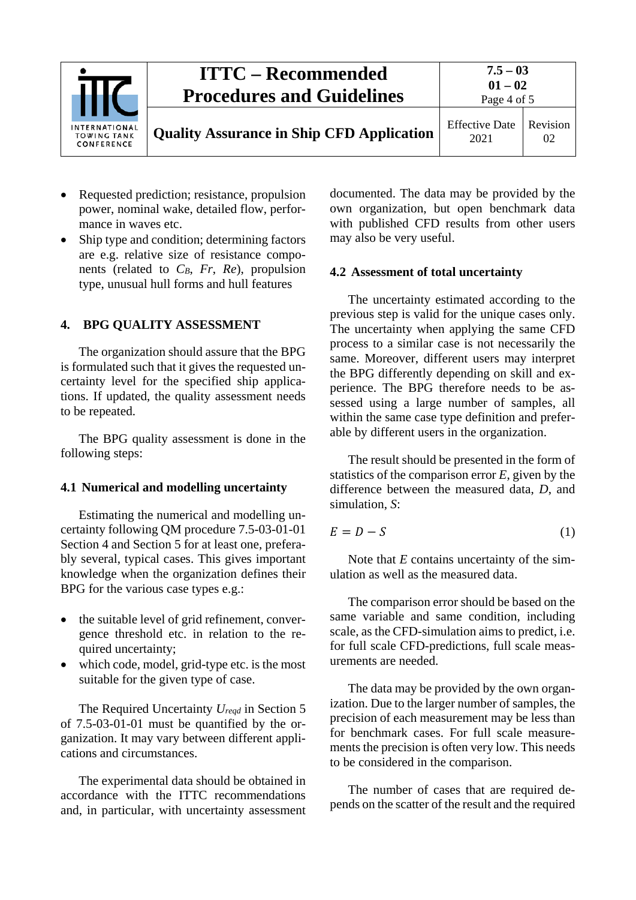- Requested prediction; resistance, propulsion power, nominal wake, detailed flow, performance in waves etc.
- Ship type and condition; determining factors are e.g. relative size of resistance components (related to $C_B$, $Fr$, $Re$), propulsion type, unusual hull forms and hull features

## 4. BPG QUALITY ASSESSMENT

The organization should assure that the BPG is formulated such that it gives the requested uncertainty level for the specified ship applications. If updated, the quality assessment needs to be repeated.

The BPG quality assessment is done in the following steps:

### 4.1 Numerical and modelling uncertainty

Estimating the numerical and modelling uncertainty following QM procedure 7.5-03-01-01 Section 4 and Section 5 for at least one, preferably several, typical cases. This gives important knowledge when the organization defines their BPG for the various case types e.g.:

- the suitable level of grid refinement, convergence threshold etc. in relation to the required uncertainty;
- which code, model, grid-type etc. is the most suitable for the given type of case.

The Required Uncertainty $U_{reqd}$ in Section 5 of 7.5-03-01-01 must be quantified by the organization. It may vary between different applications and circumstances.

The experimental data should be obtained in accordance with the ITTC recommendations and, in particular, with uncertainty assessment documented. The data may be provided by the own organization, but open benchmark data with published CFD results from other users may also be very useful.

### 4.2 Assessment of total uncertainty

The uncertainty estimated according to the previous step is valid for the unique cases only. The uncertainty when applying the same CFD process to a similar case is not necessarily the same. Moreover, different users may interpret the BPG differently depending on skill and experience. The BPG therefore needs to be assessed using a large number of samples, all within the same case type definition and preferable by different users in the organization.

The result should be presented in the form of statistics of the comparison error $E$, given by the difference between the measured data, $D$, and simulation, $S$:

$$E = D - S \tag{1}$$

Note that $E$ contains uncertainty of the simulation as well as the measured data.

The comparison error should be based on the same variable and same condition, including scale, as the CFD-simulation aims to predict, i.e. for full scale CFD-predictions, full scale measurements are needed.

The data may be provided by the own organization. Due to the larger number of samples, the precision of each measurement may be less than for benchmark cases. For full scale measurements the precision is often very low. This needs to be considered in the comparison.

The number of cases that are required depends on the scatter of the result and the required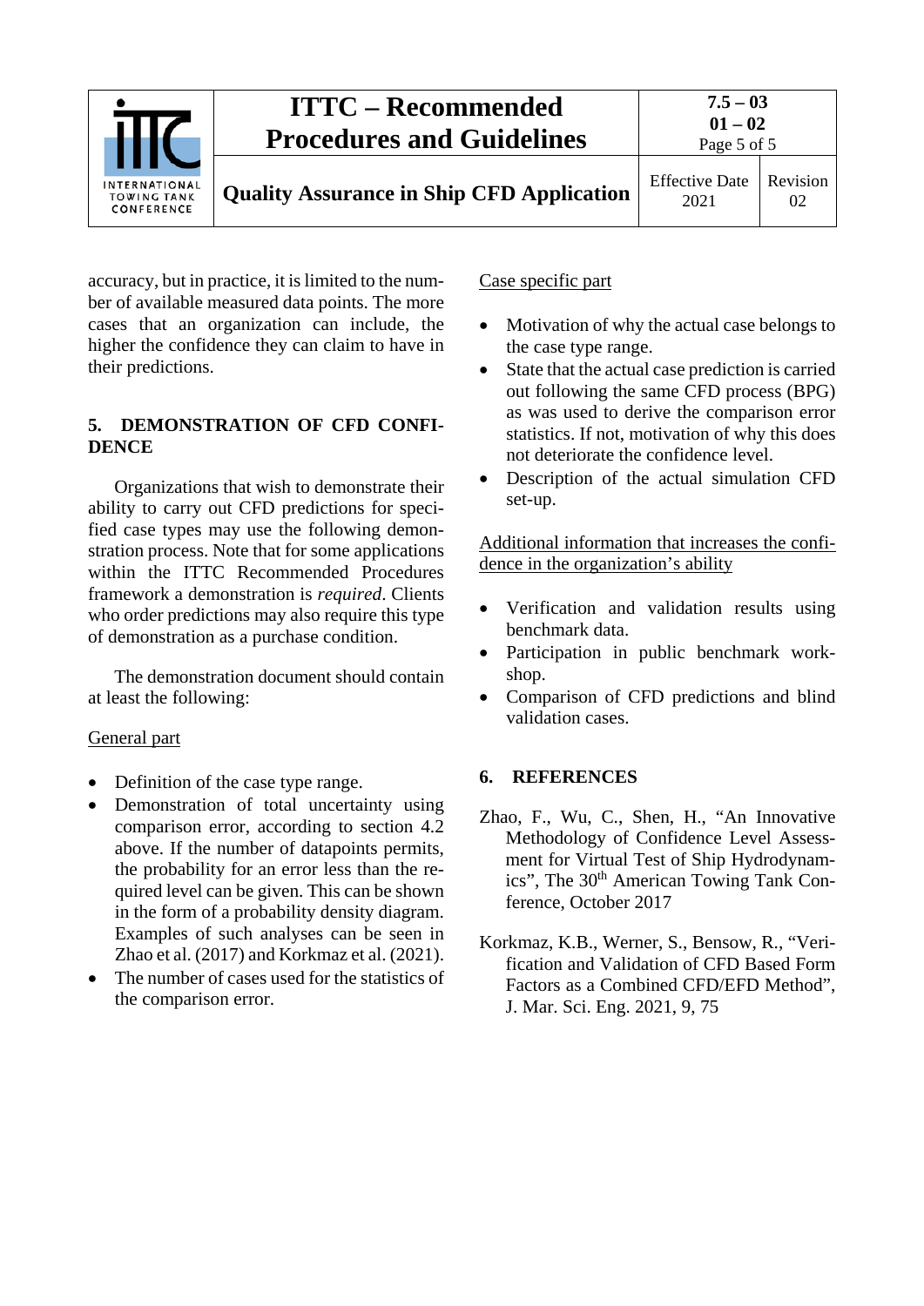accuracy, but in practice, it is limited to the number of available measured data points. The more cases that an organization can include, the higher the confidence they can claim to have in their predictions.

## 5. DEMONSTRATION OF CFD CONFIDENCE

Organizations that wish to demonstrate their ability to carry out CFD predictions for specified case types may use the following demonstration process. Note that for some applications within the ITTC Recommended Procedures framework a demonstration is *required*. Clients who order predictions may also require this type of demonstration as a purchase condition.

The demonstration document should contain at least the following:

General part

- Definition of the case type range.
- Demonstration of total uncertainty using comparison error, according to section 4.2 above. If the number of datapoints permits, the probability for an error less than the required level can be given. This can be shown in the form of a probability density diagram. Examples of such analyses can be seen in Zhao et al. (2017) and Korkmaz et al. (2021).
- The number of cases used for the statistics of the comparison error.

Case specific part

- Motivation of why the actual case belongs to the case type range.
- State that the actual case prediction is carried out following the same CFD process (BPG) as was used to derive the comparison error statistics. If not, motivation of why this does not deteriorate the confidence level.
- Description of the actual simulation CFD set-up.

Additional information that increases the confidence in the organization's ability

- Verification and validation results using benchmark data.
- Participation in public benchmark workshop.
- Comparison of CFD predictions and blind validation cases.

## 6. REFERENCES

Zhao, F., Wu, C., Shen, H., "An Innovative Methodology of Confidence Level Assessment for Virtual Test of Ship Hydrodynamics", The 30th American Towing Tank Conference, October 2017

Korkmaz, K.B., Werner, S., Bensow, R., "Verification and Validation of CFD Based Form Factors as a Combined CFD/EFD Method", J. Mar. Sci. Eng. 2021, 9, 75